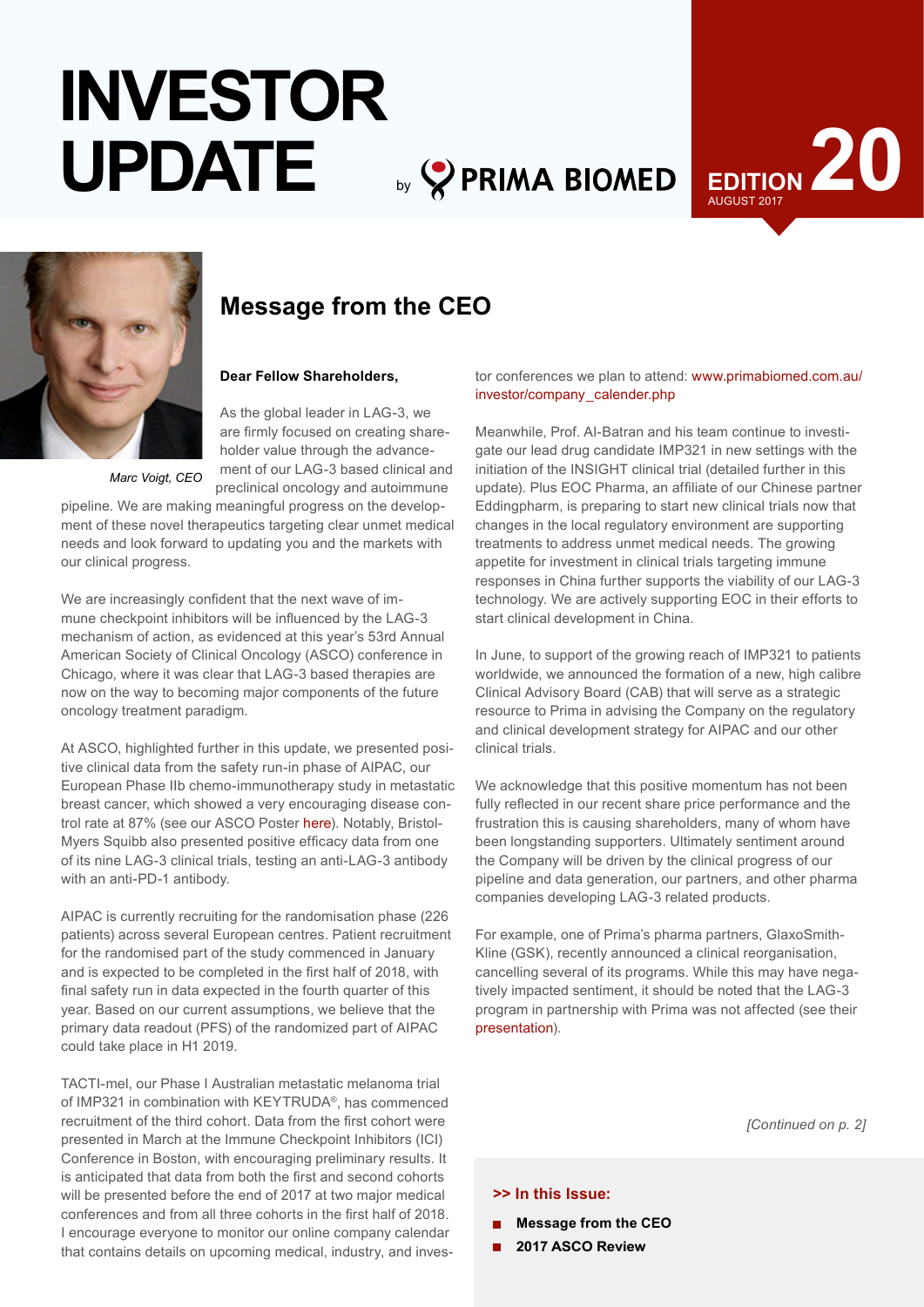# INVESTOR UPDATE

by PRIMA BIOMED

EDITION 20
AUGUST 2017

## Message from the CEO

*Marc Voigt, CEO*

**Dear Fellow Shareholders,**

As the global leader in LAG-3, we are firmly focused on creating shareholder value through the advancement of our LAG-3 based clinical and preclinical oncology and autoimmune pipeline. We are making meaningful progress on the development of these novel therapeutics targeting clear unmet medical needs and look forward to updating you and the markets with our clinical progress.

We are increasingly confident that the next wave of immune checkpoint inhibitors will be influenced by the LAG-3 mechanism of action, as evidenced at this year's 53rd Annual American Society of Clinical Oncology (ASCO) conference in Chicago, where it was clear that LAG-3 based therapies are now on the way to becoming major components of the future oncology treatment paradigm.

At ASCO, highlighted further in this update, we presented positive clinical data from the safety run-in phase of AIPAC, our European Phase IIb chemo-immunotherapy study in metastatic breast cancer, which showed a very encouraging disease control rate at 87% (see our ASCO Poster here). Notably, Bristol-Myers Squibb also presented positive efficacy data from one of its nine LAG-3 clinical trials, testing an anti-LAG-3 antibody with an anti-PD-1 antibody.

AIPAC is currently recruiting for the randomisation phase (226 patients) across several European centres. Patient recruitment for the randomised part of the study commenced in January and is expected to be completed in the first half of 2018, with final safety run in data expected in the fourth quarter of this year. Based on our current assumptions, we believe that the primary data readout (PFS) of the randomized part of AIPAC could take place in H1 2019.

TACTI-mel, our Phase I Australian metastatic melanoma trial of IMP321 in combination with KEYTRUDA®, has commenced recruitment of the third cohort. Data from the first cohort were presented in March at the Immune Checkpoint Inhibitors (ICI) Conference in Boston, with encouraging preliminary results. It is anticipated that data from both the first and second cohorts will be presented before the end of 2017 at two major medical conferences and from all three cohorts in the first half of 2018. I encourage everyone to monitor our online company calendar that contains details on upcoming medical, industry, and investor conferences we plan to attend: www.primabiomed.com.au/investor/company_calender.php

Meanwhile, Prof. Al-Batran and his team continue to investigate our lead drug candidate IMP321 in new settings with the initiation of the INSIGHT clinical trial (detailed further in this update). Plus EOC Pharma, an affiliate of our Chinese partner Eddingpharm, is preparing to start new clinical trials now that changes in the local regulatory environment are supporting treatments to address unmet medical needs. The growing appetite for investment in clinical trials targeting immune responses in China further supports the viability of our LAG-3 technology. We are actively supporting EOC in their efforts to start clinical development in China.

In June, to support of the growing reach of IMP321 to patients worldwide, we announced the formation of a new, high calibre Clinical Advisory Board (CAB) that will serve as a strategic resource to Prima in advising the Company on the regulatory and clinical development strategy for AIPAC and our other clinical trials.

We acknowledge that this positive momentum has not been fully reflected in our recent share price performance and the frustration this is causing shareholders, many of whom have been longstanding supporters. Ultimately sentiment around the Company will be driven by the clinical progress of our pipeline and data generation, our partners, and other pharma companies developing LAG-3 related products.

For example, one of Prima's pharma partners, GlaxoSmithKline (GSK), recently announced a clinical reorganisation, cancelling several of its programs. While this may have negatively impacted sentiment, it should be noted that the LAG-3 program in partnership with Prima was not affected (see their presentation).

*[Continued on p. 2]*

**>> In this Issue:**

- **Message from the CEO**
- **2017 ASCO Review**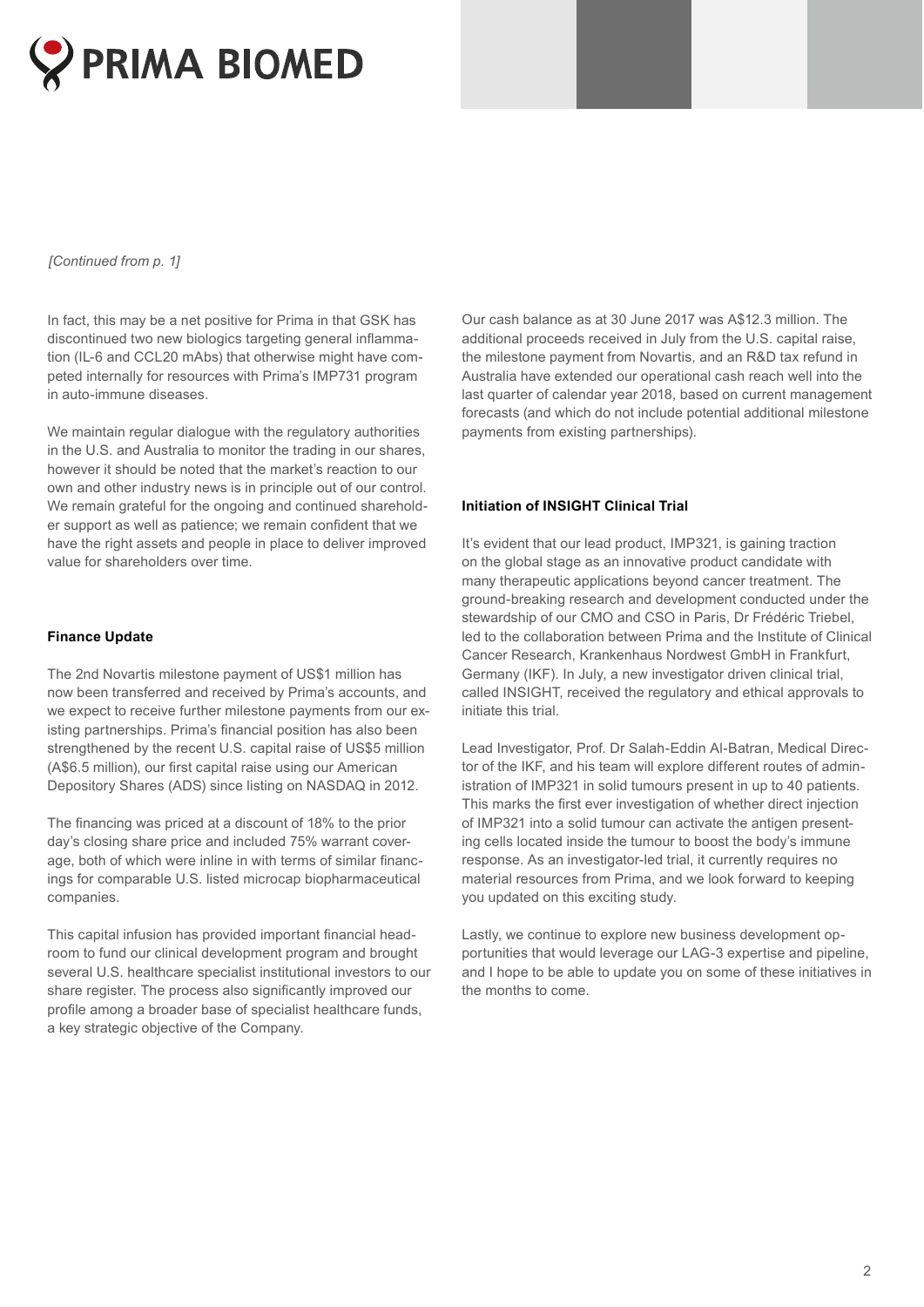*[Continued from p. 1]*

In fact, this may be a net positive for Prima in that GSK has discontinued two new biologics targeting general inflammation (IL-6 and CCL20 mAbs) that otherwise might have competed internally for resources with Prima's IMP731 program in auto-immune diseases.

We maintain regular dialogue with the regulatory authorities in the U.S. and Australia to monitor the trading in our shares, however it should be noted that the market's reaction to our own and other industry news is in principle out of our control. We remain grateful for the ongoing and continued shareholder support as well as patience; we remain confident that we have the right assets and people in place to deliver improved value for shareholders over time.

**Finance Update**

The 2nd Novartis milestone payment of US$1 million has now been transferred and received by Prima's accounts, and we expect to receive further milestone payments from our existing partnerships. Prima's financial position has also been strengthened by the recent U.S. capital raise of US$5 million (A$6.5 million), our first capital raise using our American Depository Shares (ADS) since listing on NASDAQ in 2012.

The financing was priced at a discount of 18% to the prior day's closing share price and included 75% warrant coverage, both of which were inline in with terms of similar financings for comparable U.S. listed microcap biopharmaceutical companies.

This capital infusion has provided important financial headroom to fund our clinical development program and brought several U.S. healthcare specialist institutional investors to our share register. The process also significantly improved our profile among a broader base of specialist healthcare funds, a key strategic objective of the Company.

Our cash balance as at 30 June 2017 was A$12.3 million. The additional proceeds received in July from the U.S. capital raise, the milestone payment from Novartis, and an R&D tax refund in Australia have extended our operational cash reach well into the last quarter of calendar year 2018, based on current management forecasts (and which do not include potential additional milestone payments from existing partnerships).

**Initiation of INSIGHT Clinical Trial**

It's evident that our lead product, IMP321, is gaining traction on the global stage as an innovative product candidate with many therapeutic applications beyond cancer treatment. The ground-breaking research and development conducted under the stewardship of our CMO and CSO in Paris, Dr Frédéric Triebel, led to the collaboration between Prima and the Institute of Clinical Cancer Research, Krankenhaus Nordwest GmbH in Frankfurt, Germany (IKF). In July, a new investigator driven clinical trial, called INSIGHT, received the regulatory and ethical approvals to initiate this trial.

Lead Investigator, Prof. Dr Salah-Eddin Al-Batran, Medical Director of the IKF, and his team will explore different routes of administration of IMP321 in solid tumours present in up to 40 patients. This marks the first ever investigation of whether direct injection of IMP321 into a solid tumour can activate the antigen presenting cells located inside the tumour to boost the body's immune response. As an investigator-led trial, it currently requires no material resources from Prima, and we look forward to keeping you updated on this exciting study.

Lastly, we continue to explore new business development opportunities that would leverage our LAG-3 expertise and pipeline, and I hope to be able to update you on some of these initiatives in the months to come.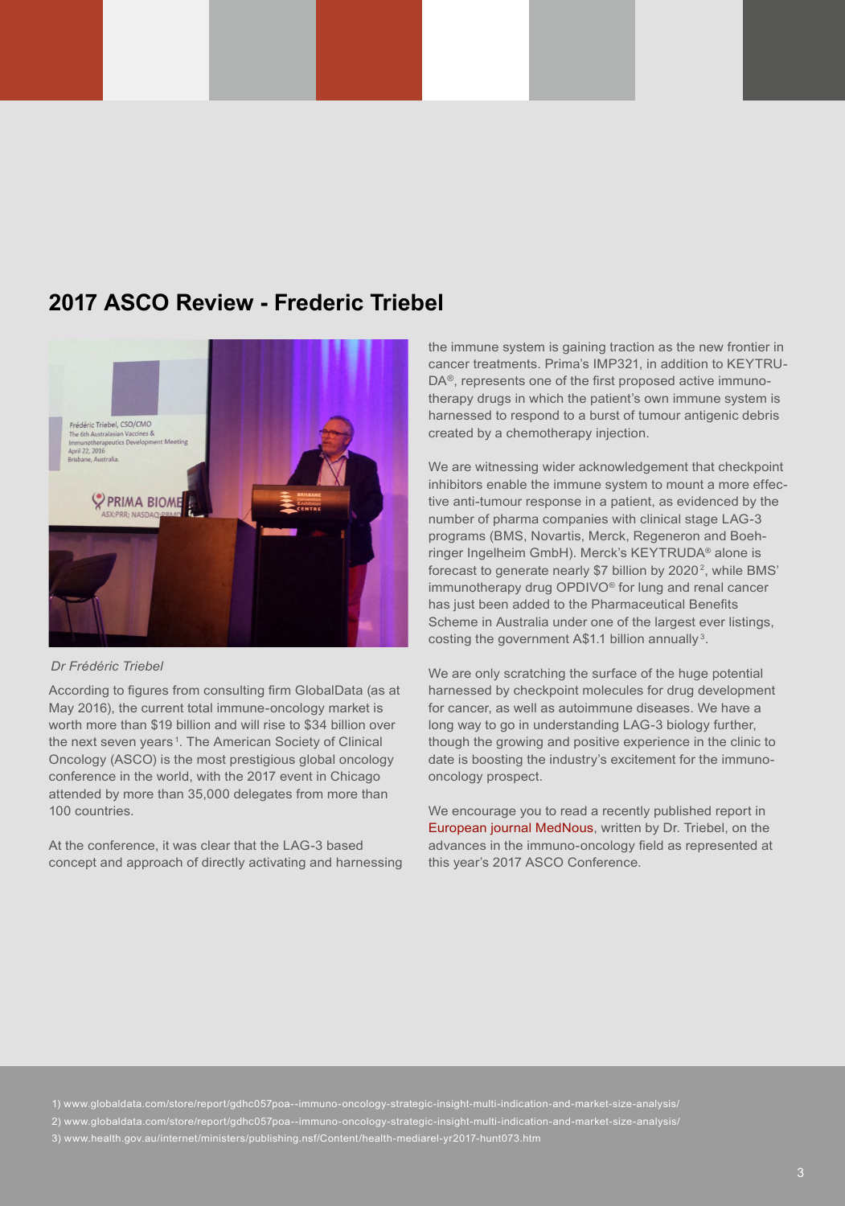## 2017 ASCO Review - Frederic Triebel

*Dr Frédéric Triebel*

According to figures from consulting firm GlobalData (as at May 2016), the current total immune-oncology market is worth more than $19 billion and will rise to $34 billion over the next seven years[1]. The American Society of Clinical Oncology (ASCO) is the most prestigious global oncology conference in the world, with the 2017 event in Chicago attended by more than 35,000 delegates from more than 100 countries.

At the conference, it was clear that the LAG-3 based concept and approach of directly activating and harnessing the immune system is gaining traction as the new frontier in cancer treatments. Prima's IMP321, in addition to KEYTRUDA®, represents one of the first proposed active immunotherapy drugs in which the patient's own immune system is harnessed to respond to a burst of tumour antigenic debris created by a chemotherapy injection.

We are witnessing wider acknowledgement that checkpoint inhibitors enable the immune system to mount a more effective anti-tumour response in a patient, as evidenced by the number of pharma companies with clinical stage LAG-3 programs (BMS, Novartis, Merck, Regeneron and Boehringer Ingelheim GmbH). Merck's KEYTRUDA® alone is forecast to generate nearly $7 billion by 2020[2], while BMS' immunotherapy drug OPDIVO® for lung and renal cancer has just been added to the Pharmaceutical Benefits Scheme in Australia under one of the largest ever listings, costing the government A$1.1 billion annually[3].

We are only scratching the surface of the huge potential harnessed by checkpoint molecules for drug development for cancer, as well as autoimmune diseases. We have a long way to go in understanding LAG-3 biology further, though the growing and positive experience in the clinic to date is boosting the industry's excitement for the immuno-oncology prospect.

We encourage you to read a recently published report in European journal MedNous, written by Dr. Triebel, on the advances in the immuno-oncology field as represented at this year's 2017 ASCO Conference.

1) www.globaldata.com/store/report/gdhc057poa--immuno-oncology-strategic-insight-multi-indication-and-market-size-analysis/

2) www.globaldata.com/store/report/gdhc057poa--immuno-oncology-strategic-insight-multi-indication-and-market-size-analysis/

3) www.health.gov.au/internet/ministers/publishing.nsf/Content/health-mediarel-yr2017-hunt073.htm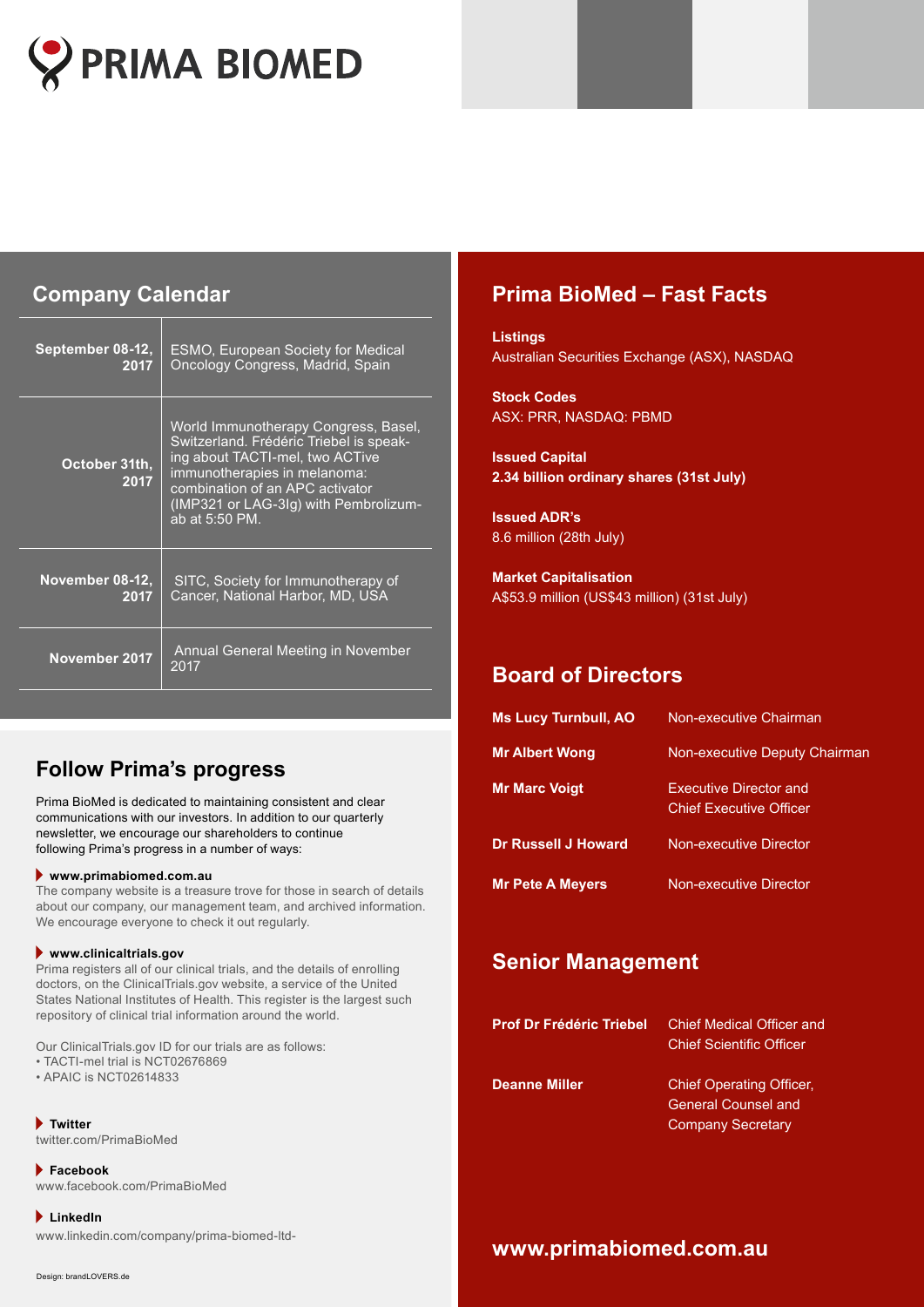# PRIMA BIOMED

## Company Calendar

| | |
|---|---|
| September 08-12, 2017 | ESMO, European Society for Medical Oncology Congress, Madrid, Spain |
| October 31th, 2017 | World Immunotherapy Congress, Basel, Switzerland. Frédéric Triebel is speaking about TACTI-mel, two ACTive immunotherapies in melanoma: combination of an APC activator (IMP321 or LAG-3Ig) with Pembrolizumab at 5:50 PM. |
| November 08-12, 2017 | SITC, Society for Immunotherapy of Cancer, National Harbor, MD, USA |
| November 2017 | Annual General Meeting in November 2017 |

## Follow Prima's progress

Prima BioMed is dedicated to maintaining consistent and clear communications with our investors. In addition to our quarterly newsletter, we encourage our shareholders to continue following Prima's progress in a number of ways:

**www.primabiomed.com.au**
The company website is a treasure trove for those in search of details about our company, our management team, and archived information. We encourage everyone to check it out regularly.

**www.clinicaltrials.gov**
Prima registers all of our clinical trials, and the details of enrolling doctors, on the ClinicalTrials.gov website, a service of the United States National Institutes of Health. This register is the largest such repository of clinical trial information around the world.

Our ClinicalTrials.gov ID for our trials are as follows:
- TACTI-mel trial is NCT02676869
- APAIC is NCT02614833

**Twitter**
twitter.com/PrimaBioMed

**Facebook**
www.facebook.com/PrimaBioMed

**LinkedIn**
www.linkedin.com/company/prima-biomed-ltd-

Design: brandLOVERS.de

## Prima BioMed – Fast Facts

**Listings**
Australian Securities Exchange (ASX), NASDAQ

**Stock Codes**
ASX: PRR, NASDAQ: PBMD

**Issued Capital**
**2.34 billion ordinary shares (31st July)**

**Issued ADR's**
8.6 million (28th July)

**Market Capitalisation**
A$53.9 million (US$43 million) (31st July)

## Board of Directors

| | |
|---|---|
| **Ms Lucy Turnbull, AO** | Non-executive Chairman |
| **Mr Albert Wong** | Non-executive Deputy Chairman |
| **Mr Marc Voigt** | Executive Director and Chief Executive Officer |
| **Dr Russell J Howard** | Non-executive Director |
| **Mr Pete A Meyers** | Non-executive Director |

## Senior Management

| | |
|---|---|
| **Prof Dr Frédéric Triebel** | Chief Medical Officer and Chief Scientific Officer |
| **Deanne Miller** | Chief Operating Officer, General Counsel and Company Secretary |

**www.primabiomed.com.au**